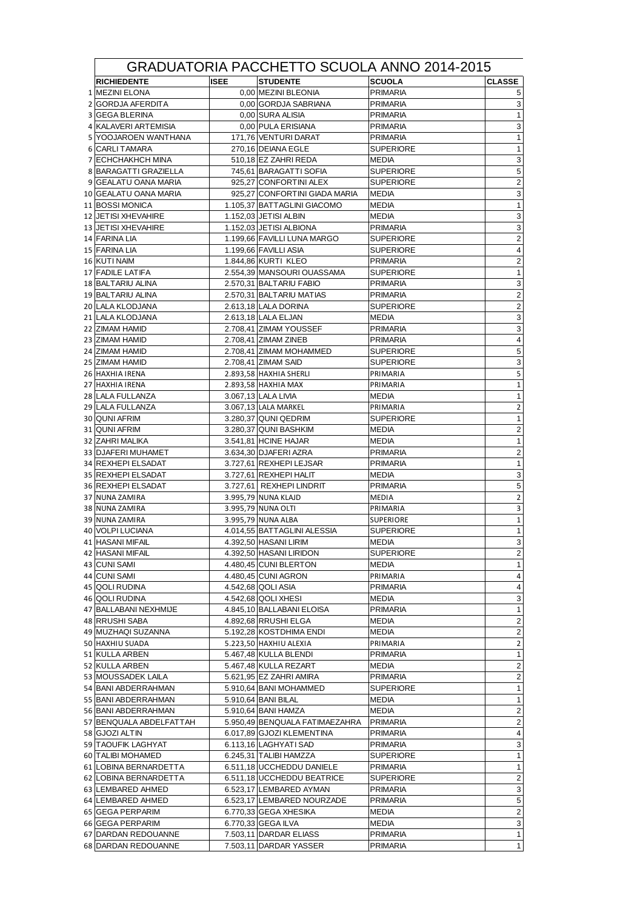# GRADUATORIA PACCHETTO SCUOLA ANNO 2014-2015

| | RICHIEDENTE | ISEE | STUDENTE | SCUOLA | CLASSE |
|---|---|---|---|---|---|
| 1 | MEZINI ELONA | 0,00 | MEZINI BLEONIA | PRIMARIA | 5 |
| 2 | GORDJA AFERDITA | 0,00 | GORDJA SABRIANA | PRIMARIA | 3 |
| 3 | GEGA BLERINA | 0,00 | SURA ALISIA | PRIMARIA | 1 |
| 4 | KALAVERI ARTEMISIA | 0,00 | PULA ERISIANA | PRIMARIA | 3 |
| 5 | YOOJAROEN WANTHANA | 171,76 | VENTURI DARAT | PRIMARIA | 1 |
| 6 | CARLI TAMARA | 270,16 | DEIANA EGLE | SUPERIORE | 1 |
| 7 | ECHCHAKHCH MINA | 510,18 | EZ ZAHRI REDA | MEDIA | 3 |
| 8 | BARAGATTI GRAZIELLA | 745,61 | BARAGATTI SOFIA | SUPERIORE | 5 |
| 9 | GEALATU OANA MARIA | 925,27 | CONFORTINI ALEX | SUPERIORE | 2 |
| 10 | GEALATU OANA MARIA | 925,27 | CONFORTINI GIADA MARIA | MEDIA | 3 |
| 11 | BOSSI MONICA | 1.105,37 | BATTAGLINI GIACOMO | MEDIA | 1 |
| 12 | JETISI XHEVAHIRE | 1.152,03 | JETISI ALBIN | MEDIA | 3 |
| 13 | JETISI XHEVAHIRE | 1.152,03 | JETISI ALBIONA | PRIMARIA | 3 |
| 14 | FARINA LIA | 1.199,66 | FAVILLI LUNA MARGO | SUPERIORE | 2 |
| 15 | FARINA LIA | 1.199,66 | FAVILLI ASIA | SUPERIORE | 4 |
| 16 | KUTI NAIM | 1.844,86 | KURTI KLEO | PRIMARIA | 2 |
| 17 | FADILE LATIFA | 2.554,39 | MANSOURI OUASSAMA | SUPERIORE | 1 |
| 18 | BALTARIU ALINA | 2.570,31 | BALTARIU FABIO | PRIMARIA | 3 |
| 19 | BALTARIU ALINA | 2.570,31 | BALTARIU MATIAS | PRIMARIA | 2 |
| 20 | LALA KLODJANA | 2.613,18 | LALA DORINA | SUPERIORE | 2 |
| 21 | LALA KLODJANA | 2.613,18 | LALA ELJAN | MEDIA | 3 |
| 22 | ZIMAM HAMID | 2.708,41 | ZIMAM YOUSSEF | PRIMARIA | 3 |
| 23 | ZIMAM HAMID | 2.708,41 | ZIMAM ZINEB | PRIMARIA | 4 |
| 24 | ZIMAM HAMID | 2.708,41 | ZIMAM MOHAMMED | SUPERIORE | 5 |
| 25 | ZIMAM HAMID | 2.708,41 | ZIMAM SAID | SUPERIORE | 3 |
| 26 | HAXHIA IRENA | 2.893,58 | HAXHIA SHERLI | PRIMARIA | 5 |
| 27 | HAXHIA IRENA | 2.893,58 | HAXHIA MAX | PRIMARIA | 1 |
| 28 | LALA FULLANZA | 3.067,13 | LALA LIVIA | MEDIA | 1 |
| 29 | LALA FULLANZA | 3.067,13 | LALA MARKEL | PRIMARIA | 2 |
| 30 | QUNI AFRIM | 3.280,37 | QUNI QEDRIM | SUPERIORE | 1 |
| 31 | QUNI AFRIM | 3.280,37 | QUNI BASHKIM | MEDIA | 2 |
| 32 | ZAHRI MALIKA | 3.541,81 | HCINE HAJAR | MEDIA | 1 |
| 33 | DJAFERI MUHAMET | 3.634,30 | DJAFERI AZRA | PRIMARIA | 2 |
| 34 | REXHEPI ELSADAT | 3.727,61 | REXHEPI LEJSAR | PRIMARIA | 1 |
| 35 | REXHEPI ELSADAT | 3.727,61 | REXHEPI HALIT | MEDIA | 3 |
| 36 | REXHEPI ELSADAT | 3.727,61 | REXHEPI LINDRIT | PRIMARIA | 5 |
| 37 | NUNA ZAMIRA | 3.995,79 | NUNA KLAJD | MEDIA | 2 |
| 38 | NUNA ZAMIRA | 3.995,79 | NUNA OLTI | PRIMARIA | 3 |
| 39 | NUNA ZAMIRA | 3.995,79 | NUNA ALBA | SUPERIORE | 1 |
| 40 | VOLPI LUCIANA | 4.014,55 | BATTAGLINI ALESSIA | SUPERIORE | 1 |
| 41 | HASANI MIFAIL | 4.392,50 | HASANI LIRIM | MEDIA | 3 |
| 42 | HASANI MIFAIL | 4.392,50 | HASANI LIRIDON | SUPERIORE | 2 |
| 43 | CUNI SAMI | 4.480,45 | CUNI BLERTON | MEDIA | 1 |
| 44 | CUNI SAMI | 4.480,45 | CUNI AGRON | PRIMARIA | 4 |
| 45 | QOLI RUDINA | 4.542,68 | QOLI ASIA | PRIMARIA | 4 |
| 46 | QOLI RUDINA | 4.542,68 | QOLI XHESI | MEDIA | 3 |
| 47 | BALLABANI NEXHMIJE | 4.845,10 | BALLABANI ELOISA | PRIMARIA | 1 |
| 48 | RRUSHI SABA | 4.892,68 | RRUSHI ELGA | MEDIA | 2 |
| 49 | MUZHAQI SUZANNA | 5.192,28 | KOSTDHIMA ENDI | MEDIA | 2 |
| 50 | HAXHIU SUADA | 5.223,50 | HAXHIU ALEXIA | PRIMARIA | 2 |
| 51 | KULLA ARBEN | 5.467,48 | KULLA BLENDI | PRIMARIA | 1 |
| 52 | KULLA ARBEN | 5.467,48 | KULLA REZART | MEDIA | 2 |
| 53 | MOUSSADEK LAILA | 5.621,95 | EZ ZAHRI AMIRA | PRIMARIA | 2 |
| 54 | BANI ABDERRAHMAN | 5.910,64 | BANI MOHAMMED | SUPERIORE | 1 |
| 55 | BANI ABDERRAHMAN | 5.910,64 | BANI BILAL | MEDIA | 1 |
| 56 | BANI ABDERRAHMAN | 5.910,64 | BANI HAMZA | MEDIA | 2 |
| 57 | BENQUALA ABDELFATTAH | 5.950,49 | BENQUALA FATIMAEZAHRA | PRIMARIA | 2 |
| 58 | GJOZI ALTIN | 6.017,89 | GJOZI KLEMENTINA | PRIMARIA | 4 |
| 59 | TAOUFIK LAGHYAT | 6.113,16 | LAGHYATI SAD | PRIMARIA | 3 |
| 60 | TALIBI MOHAMED | 6.245,31 | TALIBI HAMZZA | SUPERIORE | 1 |
| 61 | LOBINA BERNARDETTA | 6.511,18 | UCCHEDDU DANIELE | PRIMARIA | 1 |
| 62 | LOBINA BERNARDETTA | 6.511,18 | UCCHEDDU BEATRICE | SUPERIORE | 2 |
| 63 | LEMBARED AHMED | 6.523,17 | LEMBARED AYMAN | PRIMARIA | 3 |
| 64 | LEMBARED AHMED | 6.523,17 | LEMBARED NOURZADE | PRIMARIA | 5 |
| 65 | GEGA PERPARIM | 6.770,33 | GEGA XHESIKA | MEDIA | 2 |
| 66 | GEGA PERPARIM | 6.770,33 | GEGA ILVA | MEDIA | 3 |
| 67 | DARDAN REDOUANNE | 7.503,11 | DARDAR ELIASS | PRIMARIA | 1 |
| 68 | DARDAN REDOUANNE | 7.503,11 | DARDAR YASSER | PRIMARIA | 1 |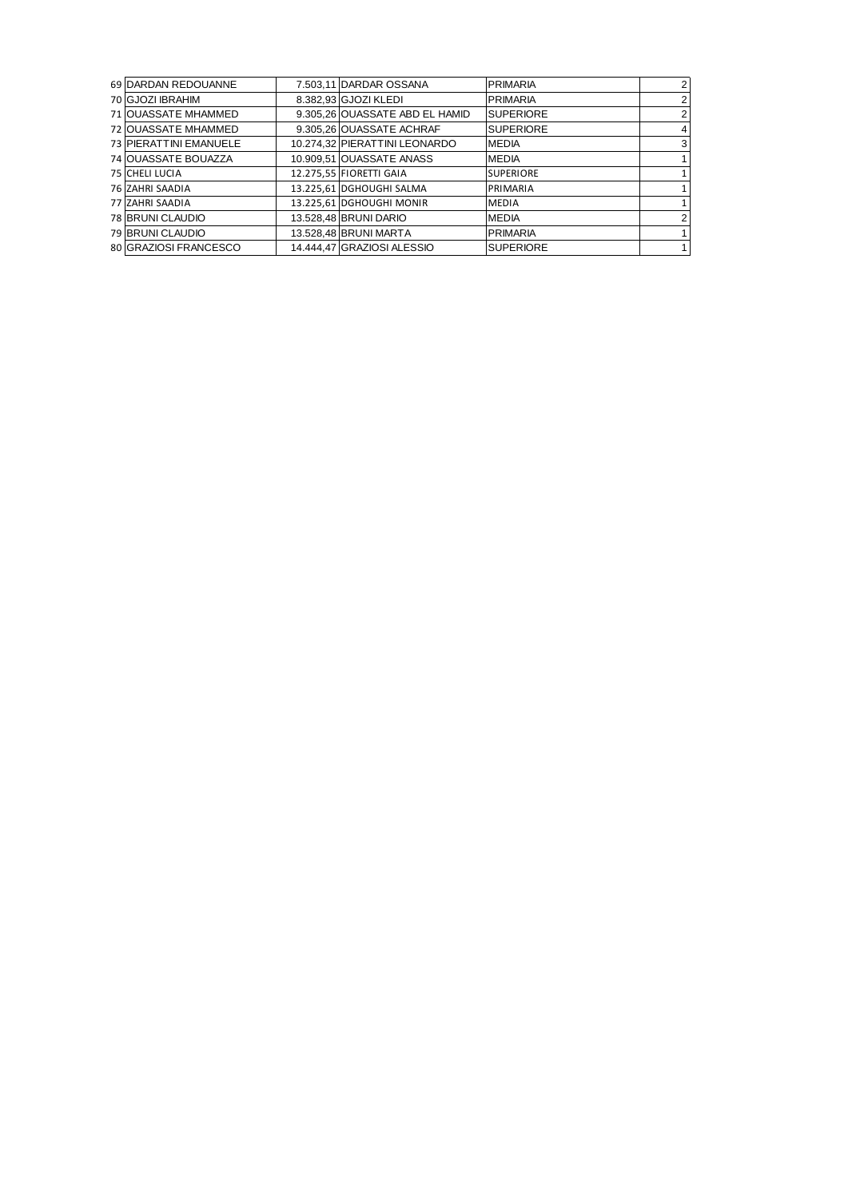| | | | | | |
|---|---|---|---|---|---|
| 69 | DARDAN REDOUANNE | 7.503,11 | DARDAR OSSANA | PRIMARIA | 2 |
| 70 | GJOZI IBRAHIM | 8.382,93 | GJOZI KLEDI | PRIMARIA | 2 |
| 71 | OUASSATE MHAMMED | 9.305,26 | OUASSATE ABD EL HAMID | SUPERIORE | 2 |
| 72 | OUASSATE MHAMMED | 9.305,26 | OUASSATE ACHRAF | SUPERIORE | 4 |
| 73 | PIERATTINI EMANUELE | 10.274,32 | PIERATTINI LEONARDO | MEDIA | 3 |
| 74 | OUASSATE BOUAZZA | 10.909,51 | OUASSATE ANASS | MEDIA | 1 |
| 75 | CHELI LUCIA | 12.275,55 | FIORETTI GAIA | SUPERIORE | 1 |
| 76 | ZAHRI SAADIA | 13.225,61 | DGHOUGHI SALMA | PRIMARIA | 1 |
| 77 | ZAHRI SAADIA | 13.225,61 | DGHOUGHI MONIR | MEDIA | 1 |
| 78 | BRUNI CLAUDIO | 13.528,48 | BRUNI DARIO | MEDIA | 2 |
| 79 | BRUNI CLAUDIO | 13.528,48 | BRUNI MARTA | PRIMARIA | 1 |
| 80 | GRAZIOSI FRANCESCO | 14.444,47 | GRAZIOSI ALESSIO | SUPERIORE | 1 |